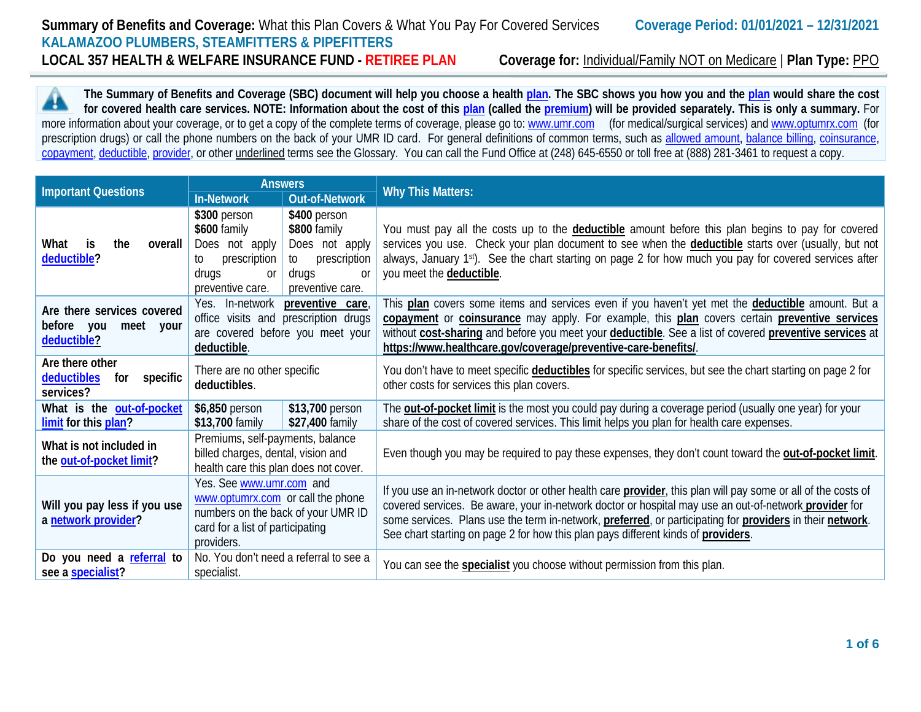**Summary of Benefits and Coverage:** What this Plan Covers & What You Pay For Covered Services

**Coverage Period: 01/01/2021 – 12/31/2021**

**KALAMAZOO PLUMBERS, STEAMFITTERS & PIPEFITTERS**

**LOCAL 357 HEALTH & WELFARE INSURANCE FUND - RETIREE PLAN**

**Coverage for:** Individual/Family NOT on Medicare | **Plan Type:** PPO

**The Summary of Benefits and Coverage (SBC) document will help you choose a health plan. The SBC shows you how you and the plan would share the cost for covered health care services. NOTE: Information about the cost of this plan (called the premium) will be provided separately. This is only a summary.** For more information about your coverage, or to get a copy of the complete terms of coverage, please go to: www.umr.com (for medical/surgical services) and www.optumrx.com (for prescription drugs) or call the phone numbers on the back of your UMR ID card. For general definitions of common terms, such as allowed amount, balance billing, coinsurance, copayment, deductible, provider, or other underlined terms see the Glossary. You can call the Fund Office at (248) 645-6550 or toll free at (888) 281-3461 to request a copy.

| Important Questions | Answers | | Why This Matters: |
|---|---|---|---|
| | In-Network | Out-of-Network | |
| **What is the overall deductible?** | **$300** person<br>**$600** family<br>Does not apply to prescription drugs or preventive care. | **$400** person<br>**$800** family<br>Does not apply to prescription drugs or preventive care. | You must pay all the costs up to the **deductible** amount before this plan begins to pay for covered services you use. Check your plan document to see when the **deductible** starts over (usually, but not always, January 1st). See the chart starting on page 2 for how much you pay for covered services after you meet the **deductible**. |
| **Are there services covered before you meet your deductible?** | Yes. In-network **preventive care**, office visits and prescription drugs are covered before you meet your **deductible**. | | This **plan** covers some items and services even if you haven't yet met the **deductible** amount. But a **copayment** or **coinsurance** may apply. For example, this **plan** covers certain **preventive services** without **cost-sharing** and before you meet your **deductible**. See a list of covered **preventive services** at **https://www.healthcare.gov/coverage/preventive-care-benefits/**. |
| **Are there other deductibles for specific services?** | There are no other specific **deductibles**. | | You don't have to meet specific **deductibles** for specific services, but see the chart starting on page 2 for other costs for services this plan covers. |
| **What is the out-of-pocket limit for this plan?** | **$6,850** person<br>**$13,700** family | **$13,700** person<br>**$27,400** family | The **out-of-pocket limit** is the most you could pay during a coverage period (usually one year) for your share of the cost of covered services. This limit helps you plan for health care expenses. |
| **What is not included in the out-of-pocket limit?** | Premiums, self-payments, balance billed charges, dental, vision and health care this plan does not cover. | | Even though you may be required to pay these expenses, they don't count toward the **out-of-pocket limit**. |
| **Will you pay less if you use a network provider?** | Yes. See www.umr.com and www.optumrx.com or call the phone numbers on the back of your UMR ID card for a list of participating providers. | | If you use an in-network doctor or other health care **provider**, this plan will pay some or all of the costs of covered services. Be aware, your in-network doctor or hospital may use an out-of-network **provider** for some services. Plans use the term in-network, **preferred**, or participating for **providers** in their **network**. See chart starting on page 2 for how this plan pays different kinds of **providers**. |
| **Do you need a referral to see a specialist?** | No. You don't need a referral to see a specialist. | | You can see the **specialist** you choose without permission from this plan. |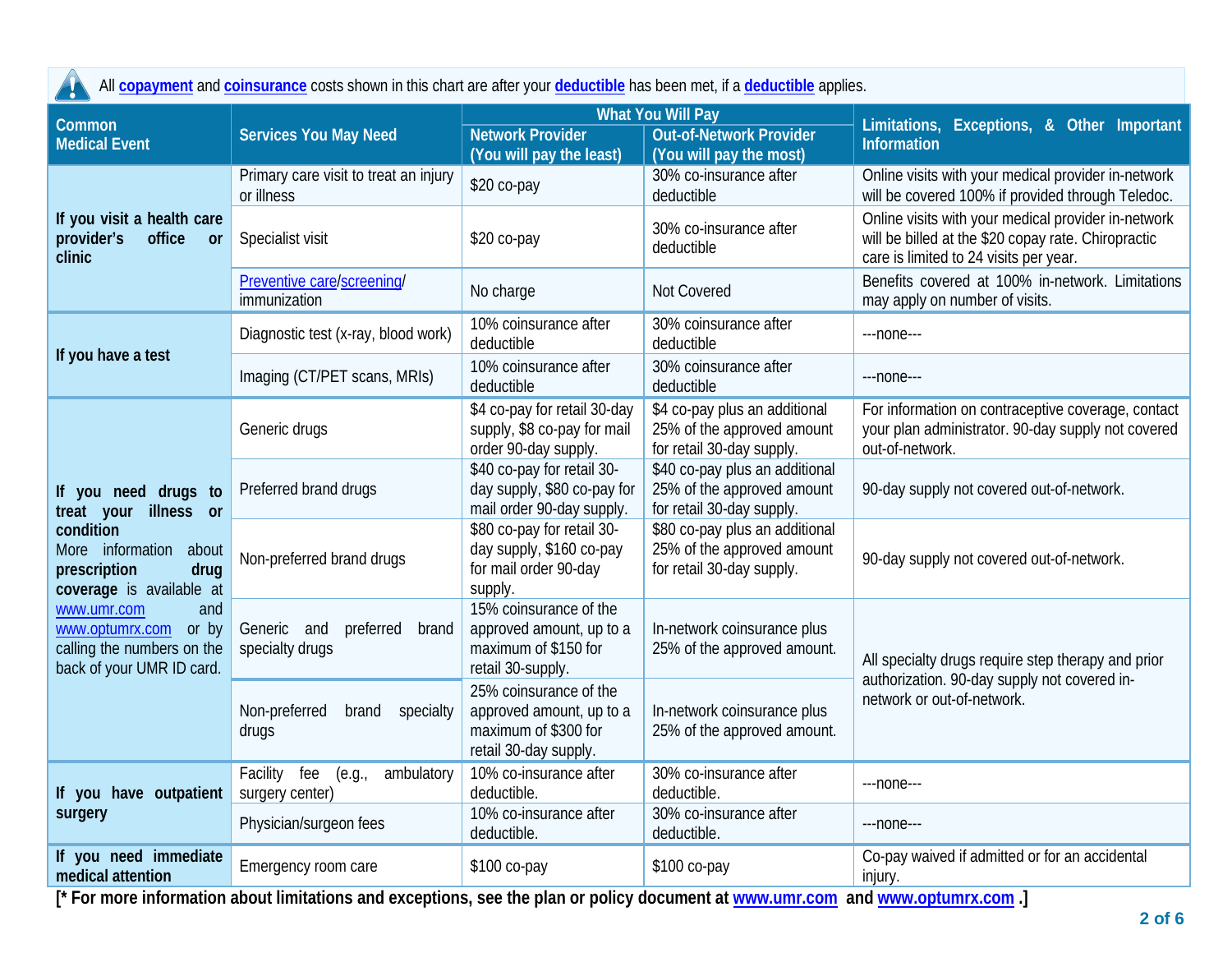All **copayment** and **coinsurance** costs shown in this chart are after your **deductible** has been met, if a **deductible** applies.

| Common Medical Event | Services You May Need | What You Will Pay | | Limitations, Exceptions, & Other Important Information |
|---|---|---|---|---|
| | | Network Provider (You will pay the least) | Out-of-Network Provider (You will pay the most) | |
| **If you visit a health care provider's office or clinic** | Primary care visit to treat an injury or illness | $20 co-pay | 30% co-insurance after deductible | Online visits with your medical provider in-network will be covered 100% if provided through Teledoc. |
| | Specialist visit | $20 co-pay | 30% co-insurance after deductible | Online visits with your medical provider in-network will be billed at the $20 copay rate. Chiropractic care is limited to 24 visits per year. |
| | Preventive care/screening/ immunization | No charge | Not Covered | Benefits covered at 100% in-network. Limitations may apply on number of visits. |
| **If you have a test** | Diagnostic test (x-ray, blood work) | 10% coinsurance after deductible | 30% coinsurance after deductible | ---none--- |
| | Imaging (CT/PET scans, MRIs) | 10% coinsurance after deductible | 30% coinsurance after deductible | ---none--- |
| **If you need drugs to treat your illness or condition** More information about **prescription drug coverage** is available at www.umr.com and www.optumrx.com or by calling the numbers on the back of your UMR ID card. | Generic drugs | $4 co-pay for retail 30-day supply, $8 co-pay for mail order 90-day supply. | $4 co-pay plus an additional 25% of the approved amount for retail 30-day supply. | For information on contraceptive coverage, contact your plan administrator. 90-day supply not covered out-of-network. |
| | Preferred brand drugs | $40 co-pay for retail 30-day supply, $80 co-pay for mail order 90-day supply. | $40 co-pay plus an additional 25% of the approved amount for retail 30-day supply. | 90-day supply not covered out-of-network. |
| | Non-preferred brand drugs | $80 co-pay for retail 30-day supply, $160 co-pay for mail order 90-day supply. | $80 co-pay plus an additional 25% of the approved amount for retail 30-day supply. | 90-day supply not covered out-of-network. |
| | Generic and preferred brand specialty drugs | 15% coinsurance of the approved amount, up to a maximum of $150 for retail 30-supply. | In-network coinsurance plus 25% of the approved amount. | All specialty drugs require step therapy and prior authorization. 90-day supply not covered in-network or out-of-network. |
| | Non-preferred brand specialty drugs | 25% coinsurance of the approved amount, up to a maximum of $300 for retail 30-day supply. | In-network coinsurance plus 25% of the approved amount. | |
| **If you have outpatient surgery** | Facility fee (e.g., ambulatory surgery center) | 10% co-insurance after deductible. | 30% co-insurance after deductible. | ---none--- |
| | Physician/surgeon fees | 10% co-insurance after deductible. | 30% co-insurance after deductible. | ---none--- |
| **If you need immediate medical attention** | Emergency room care | $100 co-pay | $100 co-pay | Co-pay waived if admitted or for an accidental injury. |

**[* For more information about limitations and exceptions, see the plan or policy document at www.umr.com and www.optumrx.com .]**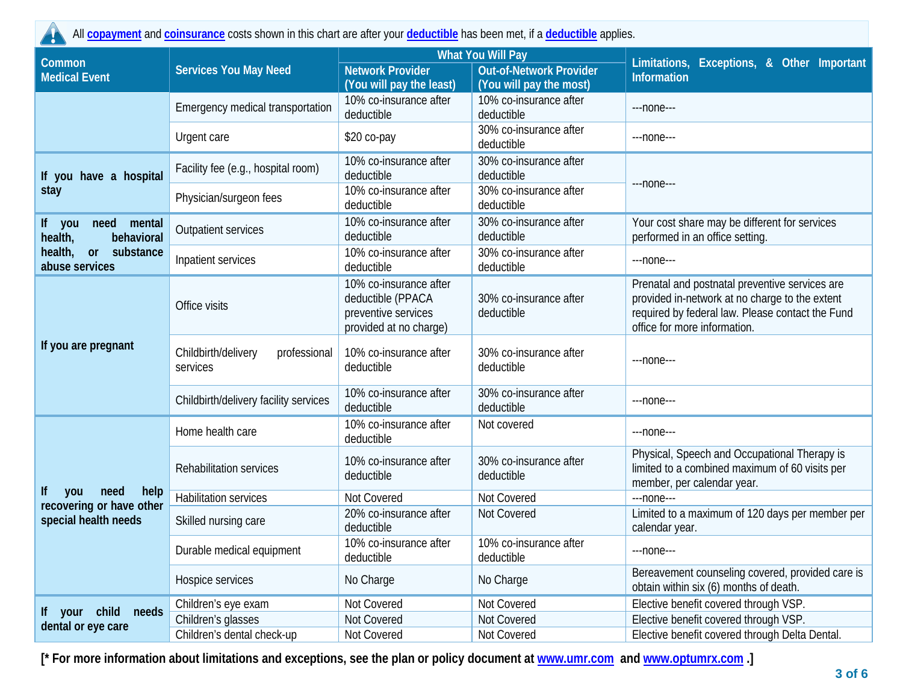All **copayment** and **coinsurance** costs shown in this chart are after your **deductible** has been met, if a **deductible** applies.

| Common Medical Event | Services You May Need | What You Will Pay | | Limitations, Exceptions, & Other Important Information |
|---|---|---|---|---|
| | | Network Provider (You will pay the least) | Out-of-Network Provider (You will pay the most) | |
| | Emergency medical transportation | 10% co-insurance after deductible | 10% co-insurance after deductible | ---none--- |
| | Urgent care | $20 co-pay | 30% co-insurance after deductible | ---none--- |
| If you have a hospital stay | Facility fee (e.g., hospital room) | 10% co-insurance after deductible | 30% co-insurance after deductible | ---none--- |
| | Physician/surgeon fees | 10% co-insurance after deductible | 30% co-insurance after deductible | |
| If you need mental health, behavioral health, or substance abuse services | Outpatient services | 10% co-insurance after deductible | 30% co-insurance after deductible | Your cost share may be different for services performed in an office setting. |
| | Inpatient services | 10% co-insurance after deductible | 30% co-insurance after deductible | ---none--- |
| If you are pregnant | Office visits | 10% co-insurance after deductible (PPACA preventive services provided at no charge) | 30% co-insurance after deductible | Prenatal and postnatal preventive services are provided in-network at no charge to the extent required by federal law. Please contact the Fund office for more information. |
| | Childbirth/delivery professional services | 10% co-insurance after deductible | 30% co-insurance after deductible | ---none--- |
| | Childbirth/delivery facility services | 10% co-insurance after deductible | 30% co-insurance after deductible | ---none--- |
| If you need help recovering or have other special health needs | Home health care | 10% co-insurance after deductible | Not covered | ---none--- |
| | Rehabilitation services | 10% co-insurance after deductible | 30% co-insurance after deductible | Physical, Speech and Occupational Therapy is limited to a combined maximum of 60 visits per member, per calendar year. |
| | Habilitation services | Not Covered | Not Covered | ---none--- |
| | Skilled nursing care | 20% co-insurance after deductible | Not Covered | Limited to a maximum of 120 days per member per calendar year. |
| | Durable medical equipment | 10% co-insurance after deductible | 10% co-insurance after deductible | ---none--- |
| | Hospice services | No Charge | No Charge | Bereavement counseling covered, provided care is obtain within six (6) months of death. |
| If your child needs dental or eye care | Children's eye exam | Not Covered | Not Covered | Elective benefit covered through VSP. |
| | Children's glasses | Not Covered | Not Covered | Elective benefit covered through VSP. |
| | Children's dental check-up | Not Covered | Not Covered | Elective benefit covered through Delta Dental. |

**[* For more information about limitations and exceptions, see the plan or policy document at www.umr.com and www.optumrx.com .]**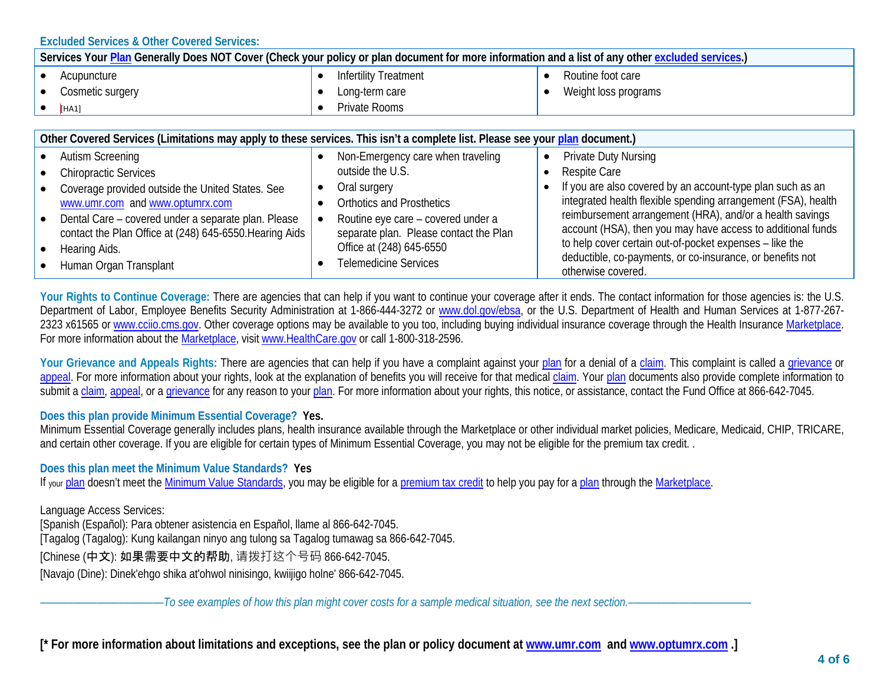### Excluded Services & Other Covered Services:

| Services Your Plan Generally Does NOT Cover (Check your policy or plan document for more information and a list of any other excluded services.) | | |
|---|---|---|
| • Acupuncture<br>• Cosmetic surgery<br>• [HA1] | • Infertility Treatment<br>• Long-term care<br>• Private Rooms | • Routine foot care<br>• Weight loss programs |

| Other Covered Services (Limitations may apply to these services. This isn't a complete list. Please see your plan document.) | | |
|---|---|---|
| • Autism Screening<br>• Chiropractic Services<br>• Coverage provided outside the United States. See www.umr.com and www.optumrx.com<br>• Dental Care – covered under a separate plan. Please contact the Plan Office at (248) 645-6550.Hearing Aids<br>• Hearing Aids.<br>• Human Organ Transplant | • Non-Emergency care when traveling outside the U.S.<br>• Oral surgery<br>• Orthotics and Prosthetics<br>• Routine eye care – covered under a separate plan. Please contact the Plan Office at (248) 645-6550<br>• Telemedicine Services | • Private Duty Nursing<br>• Respite Care<br>• If you are also covered by an account-type plan such as an integrated health flexible spending arrangement (FSA), health reimbursement arrangement (HRA), and/or a health savings account (HSA), then you may have access to additional funds to help cover certain out-of-pocket expenses – like the deductible, co-payments, or co-insurance, or benefits not otherwise covered. |

**Your Rights to Continue Coverage:** There are agencies that can help if you want to continue your coverage after it ends. The contact information for those agencies is: the U.S. Department of Labor, Employee Benefits Security Administration at 1-866-444-3272 or www.dol.gov/ebsa, or the U.S. Department of Health and Human Services at 1-877-267-2323 x61565 or www.cciio.cms.gov. Other coverage options may be available to you too, including buying individual insurance coverage through the Health Insurance Marketplace. For more information about the Marketplace, visit www.HealthCare.gov or call 1-800-318-2596.

**Your Grievance and Appeals Rights:** There are agencies that can help if you have a complaint against your plan for a denial of a claim. This complaint is called a grievance or appeal. For more information about your rights, look at the explanation of benefits you will receive for that medical claim. Your plan documents also provide complete information to submit a claim, appeal, or a grievance for any reason to your plan. For more information about your rights, this notice, or assistance, contact the Fund Office at 866-642-7045.

**Does this plan provide Minimum Essential Coverage? Yes.**
Minimum Essential Coverage generally includes plans, health insurance available through the Marketplace or other individual market policies, Medicare, Medicaid, CHIP, TRICARE, and certain other coverage. If you are eligible for certain types of Minimum Essential Coverage, you may not be eligible for the premium tax credit. .

**Does this plan meet the Minimum Value Standards? Yes**
If your plan doesn't meet the Minimum Value Standards, you may be eligible for a premium tax credit to help you pay for a plan through the Marketplace.

Language Access Services:
[Spanish (Español): Para obtener asistencia en Español, llame al 866-642-7045.
[Tagalog (Tagalog): Kung kailangan ninyo ang tulong sa Tagalog tumawag sa 866-642-7045.
[Chinese (中文): 如果需要中文的帮助, 请拨打这个号码 866-642-7045.
[Navajo (Dine): Dinek'ehgo shika at'ohwol ninisingo, kwiijigo holne' 866-642-7045.

*——————————To see examples of how this plan might cover costs for a sample medical situation, see the next section.——————————*

**[* For more information about limitations and exceptions, see the plan or policy document at www.umr.com and www.optumrx.com .]**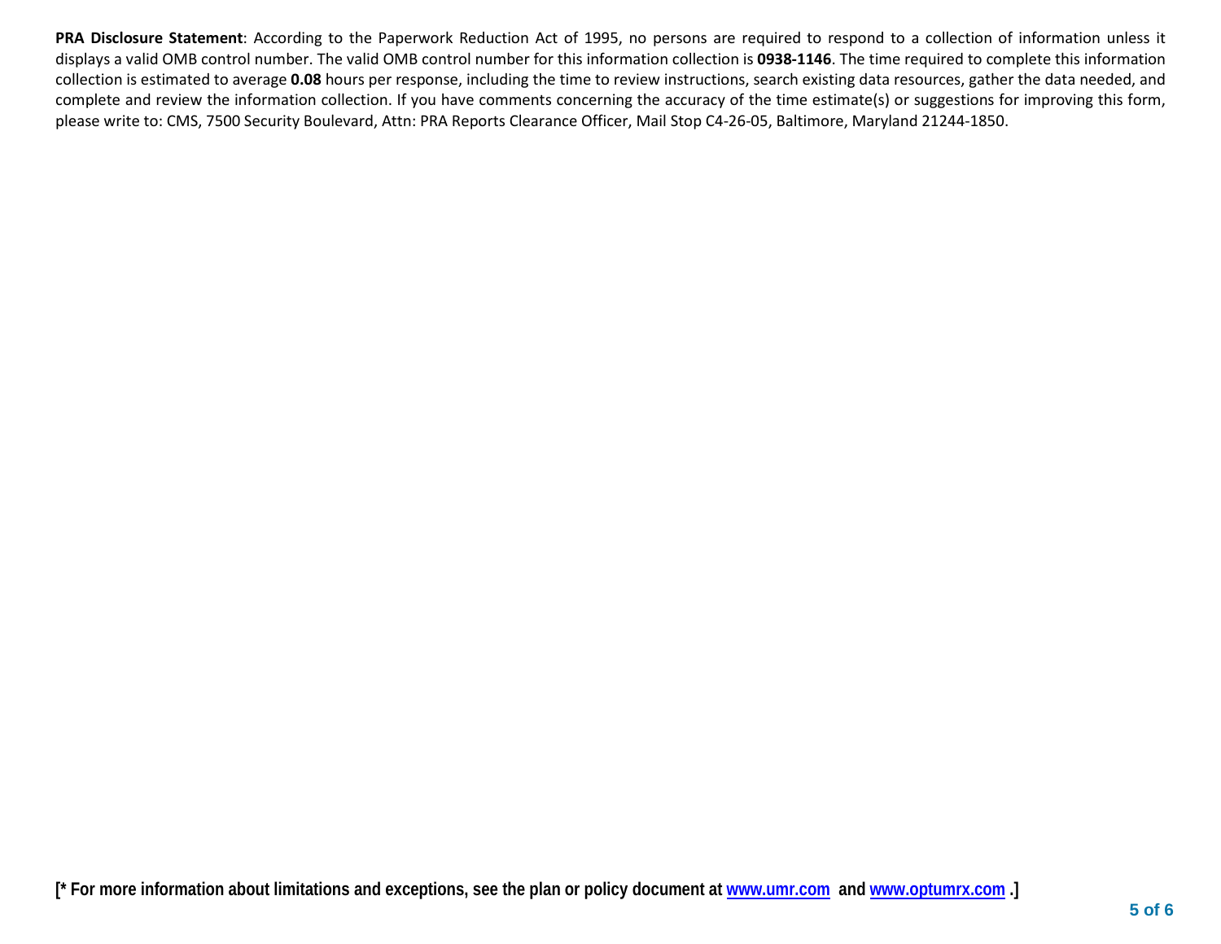**PRA Disclosure Statement**: According to the Paperwork Reduction Act of 1995, no persons are required to respond to a collection of information unless it displays a valid OMB control number. The valid OMB control number for this information collection is **0938-1146**. The time required to complete this information collection is estimated to average **0.08** hours per response, including the time to review instructions, search existing data resources, gather the data needed, and complete and review the information collection. If you have comments concerning the accuracy of the time estimate(s) or suggestions for improving this form, please write to: CMS, 7500 Security Boulevard, Attn: PRA Reports Clearance Officer, Mail Stop C4-26-05, Baltimore, Maryland 21244-1850.

**[* For more information about limitations and exceptions, see the plan or policy document at [www.umr.com](http://www.umr.com) and [www.optumrx.com](http://www.optumrx.com) .]**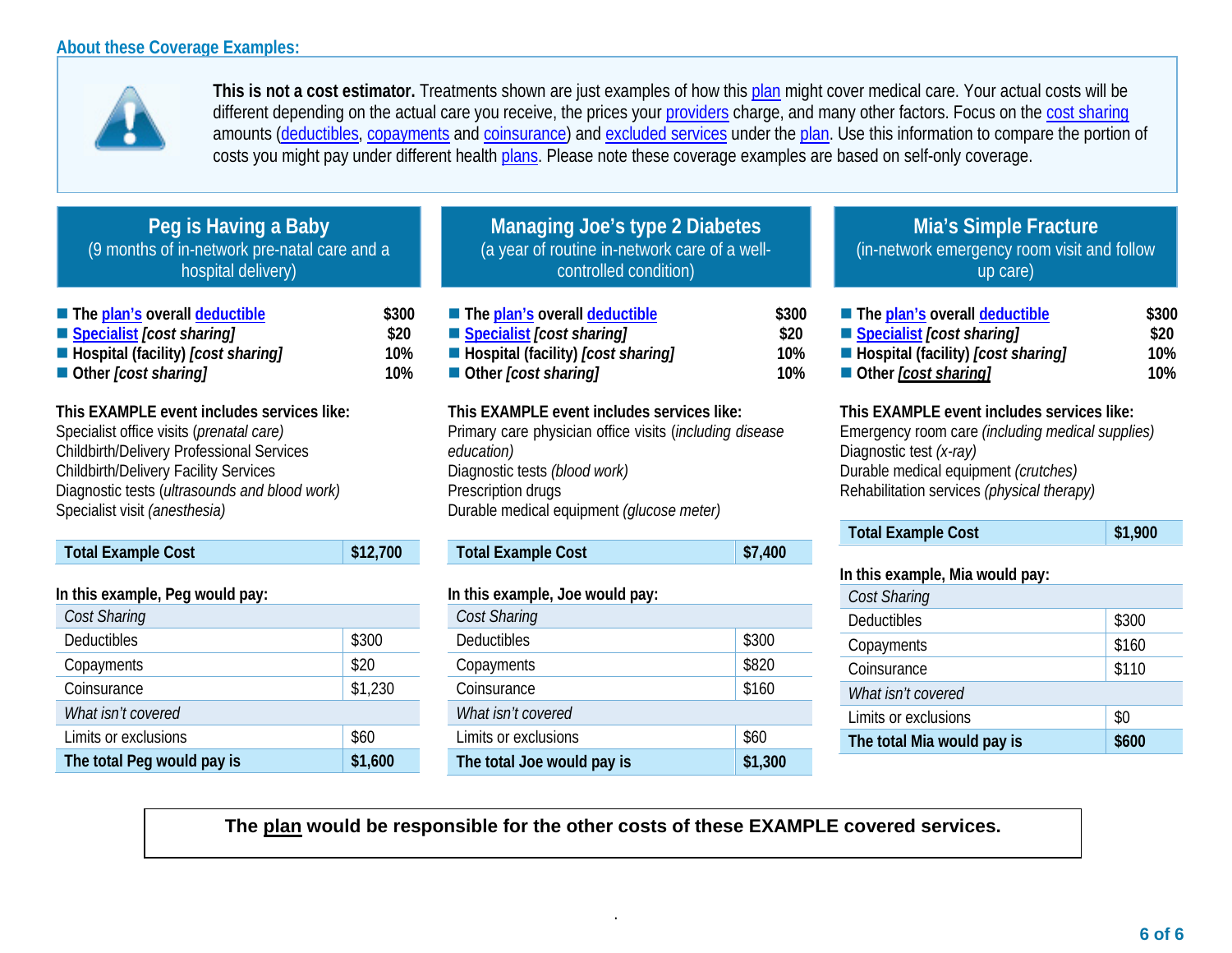## About these Coverage Examples:

**This is not a cost estimator.** Treatments shown are just examples of how this plan might cover medical care. Your actual costs will be different depending on the actual care you receive, the prices your providers charge, and many other factors. Focus on the cost sharing amounts (deductibles, copayments and coinsurance) and excluded services under the plan. Use this information to compare the portion of costs you might pay under different health plans. Please note these coverage examples are based on self-only coverage.

### Peg is Having a Baby
(9 months of in-network pre-natal care and a hospital delivery)

- **The plan's overall deductible** **$300**
- **Specialist *[cost sharing]*** **$20**
- **Hospital (facility) *[cost sharing]*** **10%**
- **Other *[cost sharing]*** **10%**

**This EXAMPLE event includes services like:**
Specialist office visits *(prenatal care)*
Childbirth/Delivery Professional Services
Childbirth/Delivery Facility Services
Diagnostic tests (*ultrasounds and blood work)*
Specialist visit *(anesthesia)*

| **Total Example Cost** | **$12,700** |
|---|---|

**In this example, Peg would pay:**

| *Cost Sharing* | |
|---|---|
| Deductibles | $300 |
| Copayments | $20 |
| Coinsurance | $1,230 |
| *What isn't covered* | |
| Limits or exclusions | $60 |
| **The total Peg would pay is** | **$1,600** |

### Managing Joe's type 2 Diabetes
(a year of routine in-network care of a well-controlled condition)

- **The plan's overall deductible** **$300**
- **Specialist *[cost sharing]*** **$20**
- **Hospital (facility) *[cost sharing]*** **10%**
- **Other *[cost sharing]*** **10%**

**This EXAMPLE event includes services like:**
Primary care physician office visits (*including disease education)*
Diagnostic tests *(blood work)*
Prescription drugs
Durable medical equipment *(glucose meter)*

| **Total Example Cost** | **$7,400** |
|---|---|

**In this example, Joe would pay:**

| *Cost Sharing* | |
|---|---|
| Deductibles | $300 |
| Copayments | $820 |
| Coinsurance | $160 |
| *What isn't covered* | |
| Limits or exclusions | $60 |
| **The total Joe would pay is** | **$1,300** |

### Mia's Simple Fracture
(in-network emergency room visit and follow up care)

- **The plan's overall deductible** **$300**
- **Specialist *[cost sharing]*** **$20**
- **Hospital (facility) *[cost sharing]*** **10%**
- **Other *[cost sharing]*** **10%**

**This EXAMPLE event includes services like:**
Emergency room care *(including medical supplies)*
Diagnostic test *(x-ray)*
Durable medical equipment *(crutches)*
Rehabilitation services *(physical therapy)*

| **Total Example Cost** | **$1,900** |
|---|---|

**In this example, Mia would pay:**

| *Cost Sharing* | |
|---|---|
| Deductibles | $300 |
| Copayments | $160 |
| Coinsurance | $110 |
| *What isn't covered* | |
| Limits or exclusions | $0 |
| **The total Mia would pay is** | **$600** |

**The plan would be responsible for the other costs of these EXAMPLE covered services.**